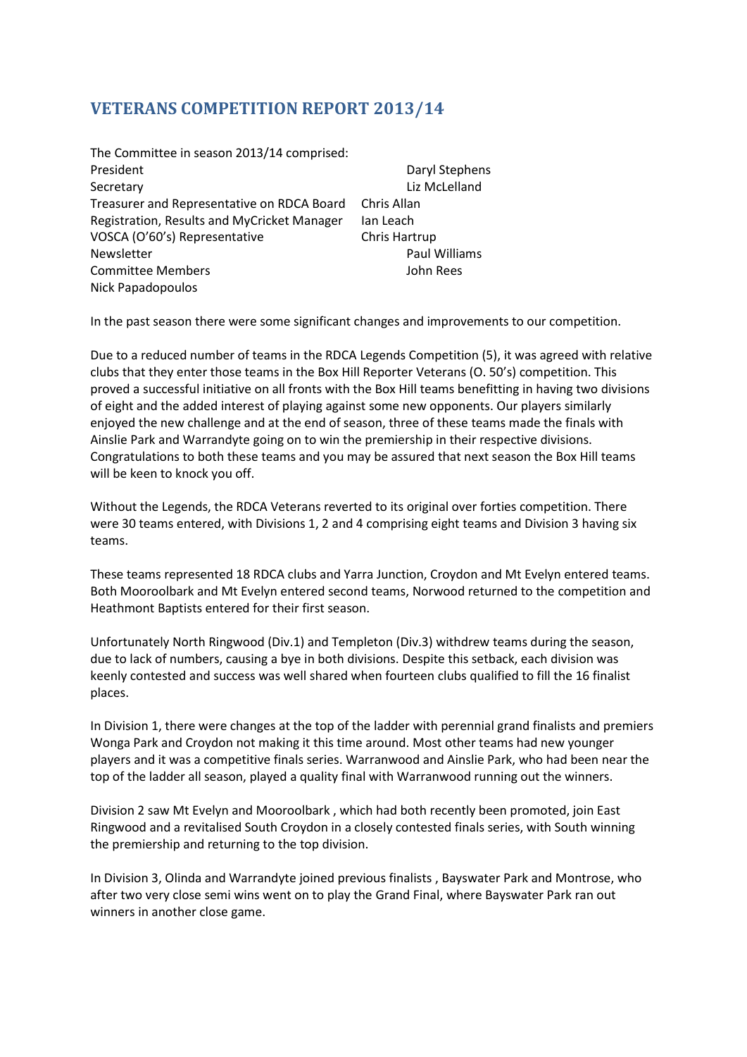## VETERANS COMPETITION REPORT 2013/14

The Committee in season 2013/14 comprised:

| | |
|---|---|
| President | Daryl Stephens |
| Secretary | Liz McLelland |
| Treasurer and Representative on RDCA Board | Chris Allan |
| Registration, Results and MyCricket Manager | Ian Leach |
| VOSCA (O'60's) Representative | Chris Hartrup |
| Newsletter | Paul Williams |
| Committee Members | John Rees |
| Nick Papadopoulos | |

In the past season there were some significant changes and improvements to our competition.

Due to a reduced number of teams in the RDCA Legends Competition (5), it was agreed with relative clubs that they enter those teams in the Box Hill Reporter Veterans (O. 50's) competition. This proved a successful initiative on all fronts with the Box Hill teams benefitting in having two divisions of eight and the added interest of playing against some new opponents. Our players similarly enjoyed the new challenge and at the end of season, three of these teams made the finals with Ainslie Park and Warrandyte going on to win the premiership in their respective divisions. Congratulations to both these teams and you may be assured that next season the Box Hill teams will be keen to knock you off.

Without the Legends, the RDCA Veterans reverted to its original over forties competition. There were 30 teams entered, with Divisions 1, 2 and 4 comprising eight teams and Division 3 having six teams.

These teams represented 18 RDCA clubs and Yarra Junction, Croydon and Mt Evelyn entered teams. Both Mooroolbark and Mt Evelyn entered second teams, Norwood returned to the competition and Heathmont Baptists entered for their first season.

Unfortunately North Ringwood (Div.1) and Templeton (Div.3) withdrew teams during the season, due to lack of numbers, causing a bye in both divisions. Despite this setback, each division was keenly contested and success was well shared when fourteen clubs qualified to fill the 16 finalist places.

In Division 1, there were changes at the top of the ladder with perennial grand finalists and premiers Wonga Park and Croydon not making it this time around. Most other teams had new younger players and it was a competitive finals series. Warranwood and Ainslie Park, who had been near the top of the ladder all season, played a quality final with Warranwood running out the winners.

Division 2 saw Mt Evelyn and Mooroolbark , which had both recently been promoted, join East Ringwood and a revitalised South Croydon in a closely contested finals series, with South winning the premiership and returning to the top division.

In Division 3, Olinda and Warrandyte joined previous finalists , Bayswater Park and Montrose, who after two very close semi wins went on to play the Grand Final, where Bayswater Park ran out winners in another close game.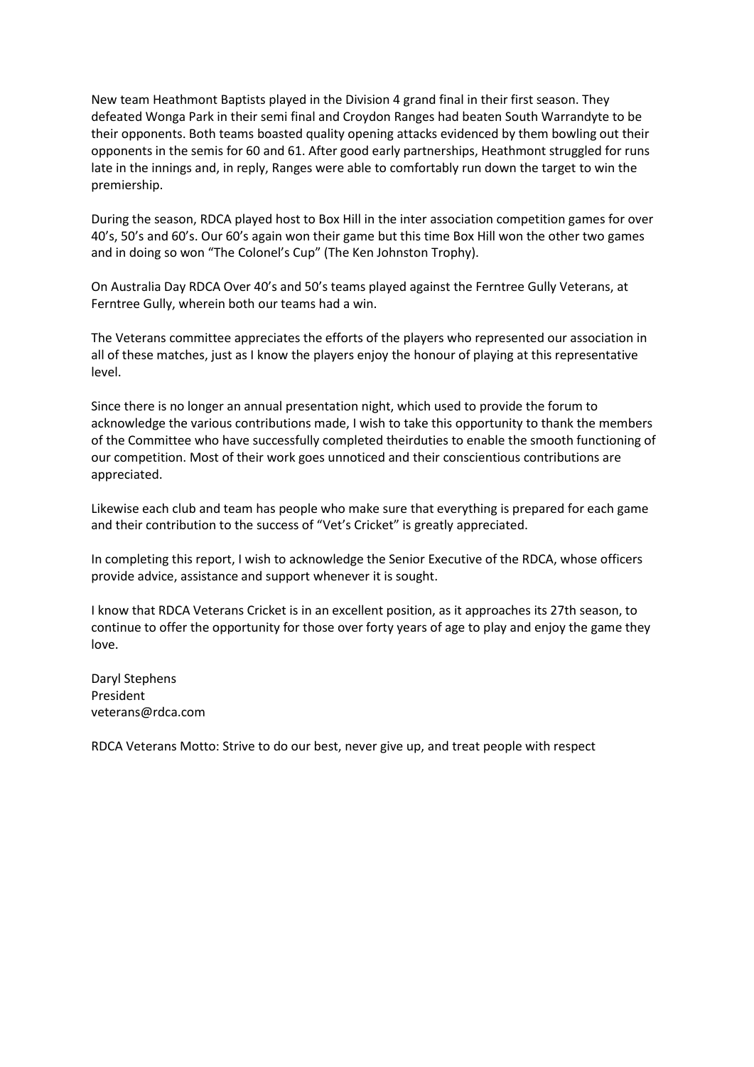New team Heathmont Baptists played in the Division 4 grand final in their first season. They defeated Wonga Park in their semi final and Croydon Ranges had beaten South Warrandyte to be their opponents. Both teams boasted quality opening attacks evidenced by them bowling out their opponents in the semis for 60 and 61. After good early partnerships, Heathmont struggled for runs late in the innings and, in reply, Ranges were able to comfortably run down the target to win the premiership.

During the season, RDCA played host to Box Hill in the inter association competition games for over 40's, 50's and 60's. Our 60's again won their game but this time Box Hill won the other two games and in doing so won "The Colonel's Cup" (The Ken Johnston Trophy).

On Australia Day RDCA Over 40's and 50's teams played against the Ferntree Gully Veterans, at Ferntree Gully, wherein both our teams had a win.

The Veterans committee appreciates the efforts of the players who represented our association in all of these matches, just as I know the players enjoy the honour of playing at this representative level.

Since there is no longer an annual presentation night, which used to provide the forum to acknowledge the various contributions made, I wish to take this opportunity to thank the members of the Committee who have successfully completed theirduties to enable the smooth functioning of our competition. Most of their work goes unnoticed and their conscientious contributions are appreciated.

Likewise each club and team has people who make sure that everything is prepared for each game and their contribution to the success of "Vet's Cricket" is greatly appreciated.

In completing this report, I wish to acknowledge the Senior Executive of the RDCA, whose officers provide advice, assistance and support whenever it is sought.

I know that RDCA Veterans Cricket is in an excellent position, as it approaches its 27th season, to continue to offer the opportunity for those over forty years of age to play and enjoy the game they love.

Daryl Stephens
President
veterans@rdca.com

RDCA Veterans Motto: Strive to do our best, never give up, and treat people with respect